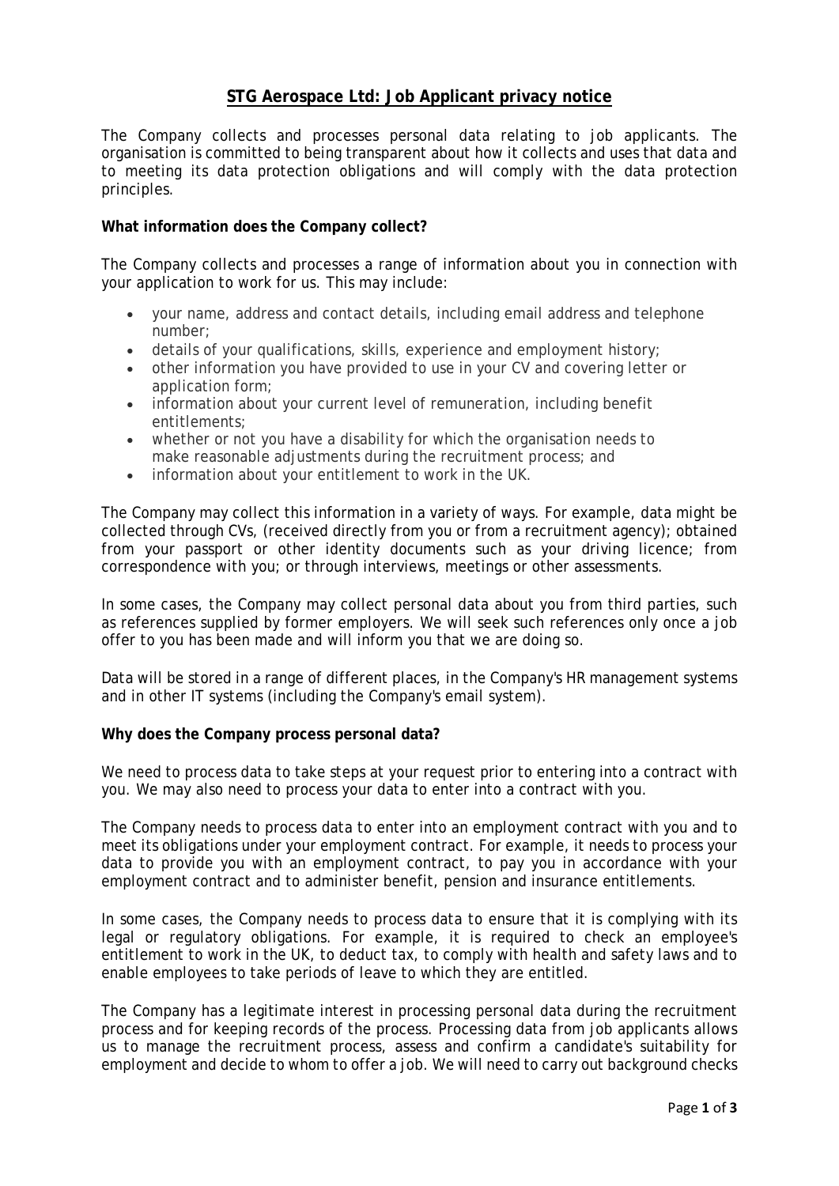# STG Aerospace Ltd: Job Applicant privacy notice

The Company collects and processes personal data relating to job applicants. The organisation is committed to being transparent about how it collects and uses that data and to meeting its data protection obligations and will comply with the data protection principles.

**What information does the Company collect?**

The Company collects and processes a range of information about you in connection with your application to work for us. This may include:

- your name, address and contact details, including email address and telephone number;
- details of your qualifications, skills, experience and employment history;
- other information you have provided to use in your CV and covering letter or application form;
- information about your current level of remuneration, including benefit entitlements;
- whether or not you have a disability for which the organisation needs to make reasonable adjustments during the recruitment process; and
- information about your entitlement to work in the UK.

The Company may collect this information in a variety of ways. For example, data might be collected through CVs, (received directly from you or from a recruitment agency); obtained from your passport or other identity documents such as your driving licence; from correspondence with you; or through interviews, meetings or other assessments.

In some cases, the Company may collect personal data about you from third parties, such as references supplied by former employers. We will seek such references only once a job offer to you has been made and will inform you that we are doing so.

Data will be stored in a range of different places, in the Company's HR management systems and in other IT systems (including the Company's email system).

**Why does the Company process personal data?**

We need to process data to take steps at your request prior to entering into a contract with you. We may also need to process your data to enter into a contract with you.

The Company needs to process data to enter into an employment contract with you and to meet its obligations under your employment contract. For example, it needs to process your data to provide you with an employment contract, to pay you in accordance with your employment contract and to administer benefit, pension and insurance entitlements.

In some cases, the Company needs to process data to ensure that it is complying with its legal or regulatory obligations. For example, it is required to check an employee's entitlement to work in the UK, to deduct tax, to comply with health and safety laws and to enable employees to take periods of leave to which they are entitled.

The Company has a legitimate interest in processing personal data during the recruitment process and for keeping records of the process. Processing data from job applicants allows us to manage the recruitment process, assess and confirm a candidate's suitability for employment and decide to whom to offer a job. We will need to carry out background checks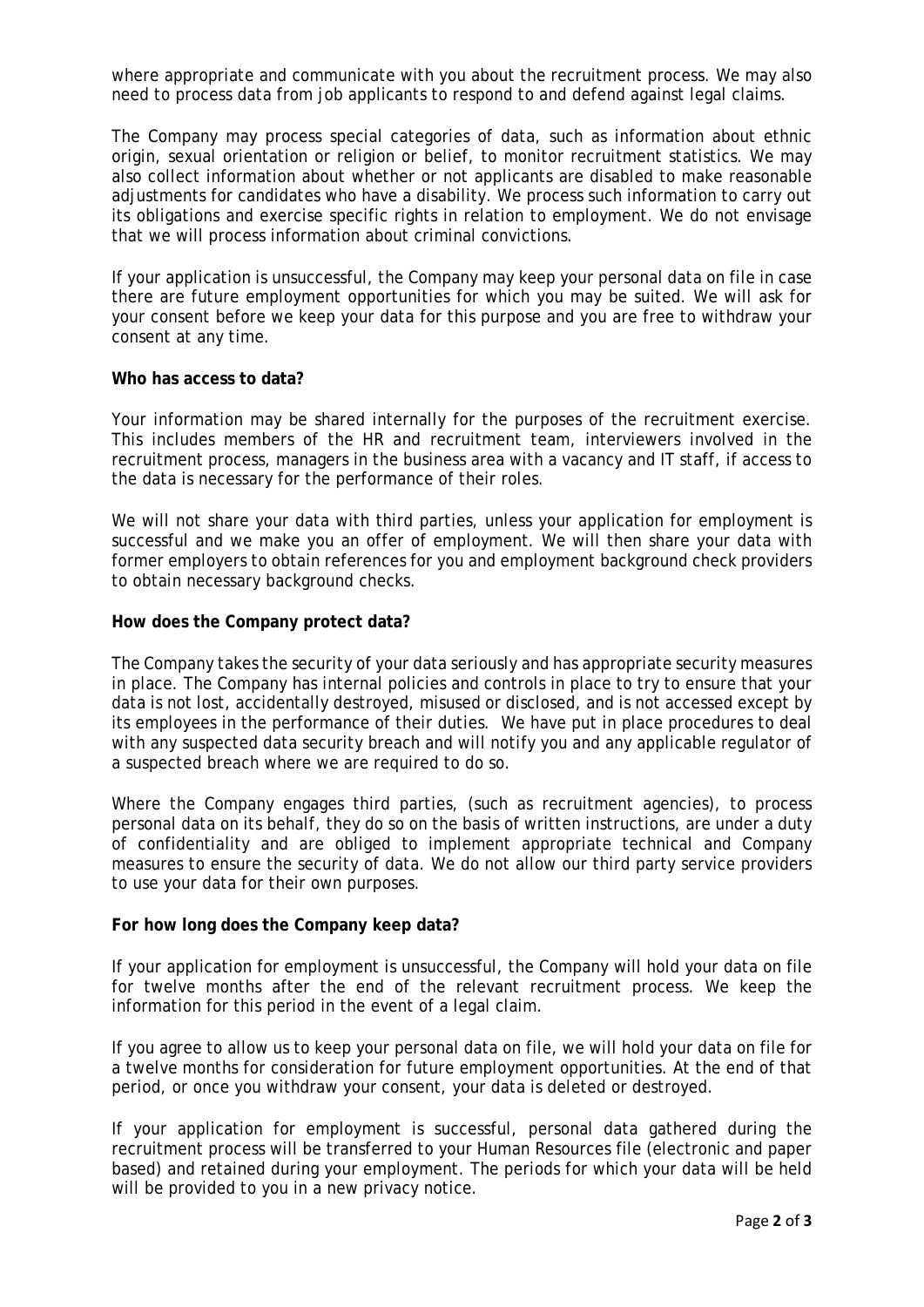where appropriate and communicate with you about the recruitment process. We may also need to process data from job applicants to respond to and defend against legal claims.

The Company may process special categories of data, such as information about ethnic origin, sexual orientation or religion or belief, to monitor recruitment statistics. We may also collect information about whether or not applicants are disabled to make reasonable adjustments for candidates who have a disability. We process such information to carry out its obligations and exercise specific rights in relation to employment. We do not envisage that we will process information about criminal convictions.

If your application is unsuccessful, the Company may keep your personal data on file in case there are future employment opportunities for which you may be suited. We will ask for your consent before we keep your data for this purpose and you are free to withdraw your consent at any time.

**Who has access to data?**

Your information may be shared internally for the purposes of the recruitment exercise. This includes members of the HR and recruitment team, interviewers involved in the recruitment process, managers in the business area with a vacancy and IT staff, if access to the data is necessary for the performance of their roles.

We will not share your data with third parties, unless your application for employment is successful and we make you an offer of employment. We will then share your data with former employers to obtain references for you and employment background check providers to obtain necessary background checks.

**How does the Company protect data?**

The Company takes the security of your data seriously and has appropriate security measures in place. The Company has internal policies and controls in place to try to ensure that your data is not lost, accidentally destroyed, misused or disclosed, and is not accessed except by its employees in the performance of their duties. We have put in place procedures to deal with any suspected data security breach and will notify you and any applicable regulator of a suspected breach where we are required to do so.

Where the Company engages third parties, (such as recruitment agencies), to process personal data on its behalf, they do so on the basis of written instructions, are under a duty of confidentiality and are obliged to implement appropriate technical and Company measures to ensure the security of data. We do not allow our third party service providers to use your data for their own purposes.

**For how long does the Company keep data?**

If your application for employment is unsuccessful, the Company will hold your data on file for twelve months after the end of the relevant recruitment process. We keep the information for this period in the event of a legal claim.

If you agree to allow us to keep your personal data on file, we will hold your data on file for a twelve months for consideration for future employment opportunities. At the end of that period, or once you withdraw your consent, your data is deleted or destroyed.

If your application for employment is successful, personal data gathered during the recruitment process will be transferred to your Human Resources file (electronic and paper based) and retained during your employment. The periods for which your data will be held will be provided to you in a new privacy notice.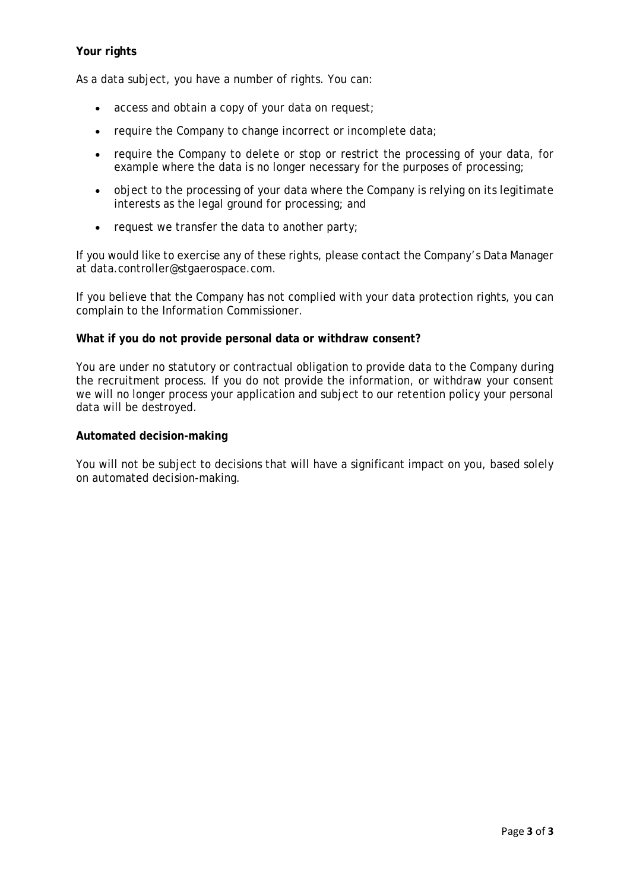**Your rights**

As a data subject, you have a number of rights. You can:

- access and obtain a copy of your data on request;
- require the Company to change incorrect or incomplete data;
- require the Company to delete or stop or restrict the processing of your data, for example where the data is no longer necessary for the purposes of processing;
- object to the processing of your data where the Company is relying on its legitimate interests as the legal ground for processing; and
- request we transfer the data to another party;

If you would like to exercise any of these rights, please contact the Company's Data Manager at data.controller@stgaerospace.com.

If you believe that the Company has not complied with your data protection rights, you can complain to the Information Commissioner.

**What if you do not provide personal data or withdraw consent?**

You are under no statutory or contractual obligation to provide data to the Company during the recruitment process. If you do not provide the information, or withdraw your consent we will no longer process your application and subject to our retention policy your personal data will be destroyed.

**Automated decision-making**

You will not be subject to decisions that will have a significant impact on you, based solely on automated decision-making.